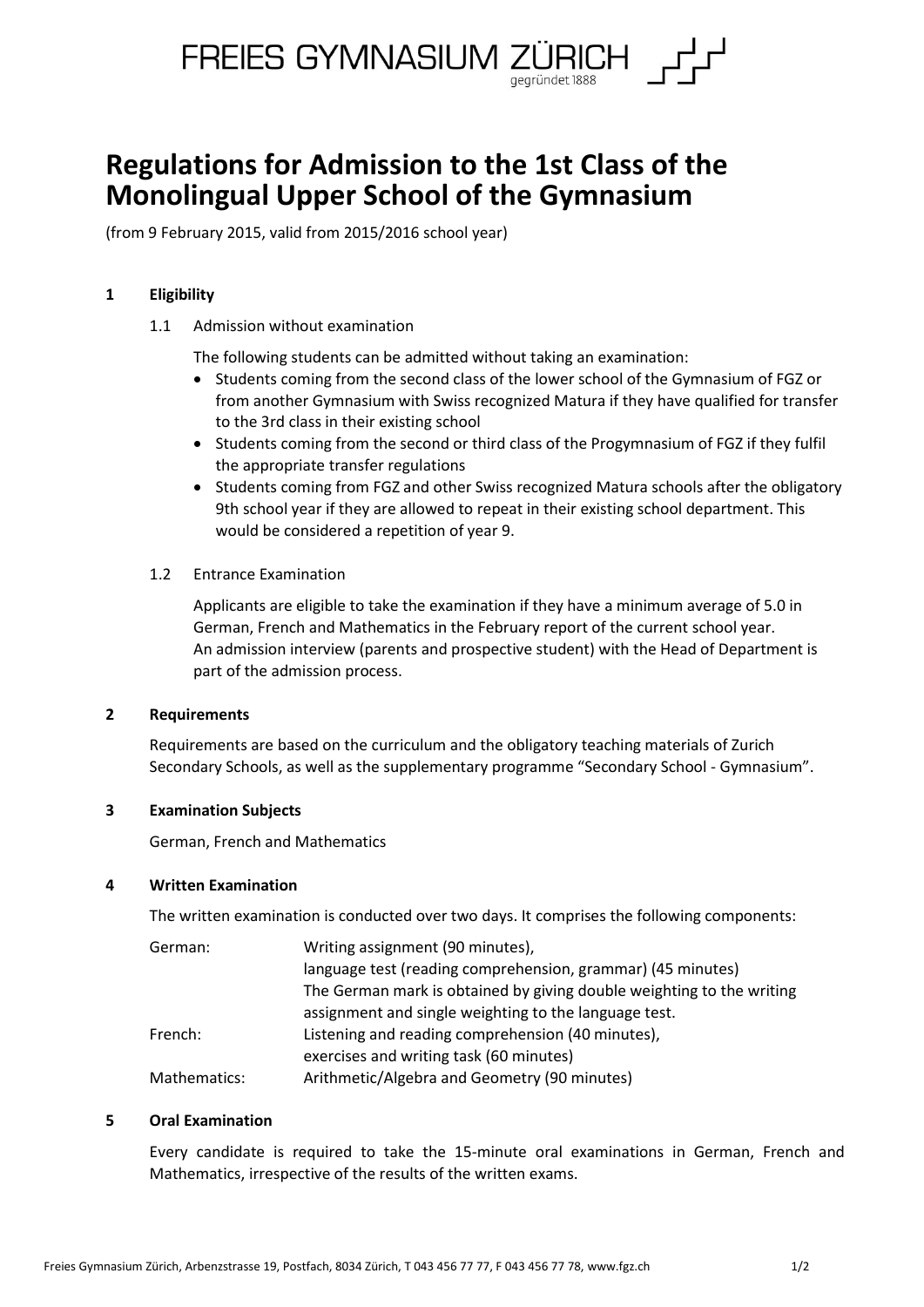FREIES GYMNASIUM ZÜRICH
gegründet 1888

# Regulations for Admission to the 1st Class of the Monolingual Upper School of the Gymnasium

(from 9 February 2015, valid from 2015/2016 school year)

## 1 Eligibility

### 1.1 Admission without examination

The following students can be admitted without taking an examination:

- Students coming from the second class of the lower school of the Gymnasium of FGZ or from another Gymnasium with Swiss recognized Matura if they have qualified for transfer to the 3rd class in their existing school
- Students coming from the second or third class of the Progymnasium of FGZ if they fulfil the appropriate transfer regulations
- Students coming from FGZ and other Swiss recognized Matura schools after the obligatory 9th school year if they are allowed to repeat in their existing school department. This would be considered a repetition of year 9.

### 1.2 Entrance Examination

Applicants are eligible to take the examination if they have a minimum average of 5.0 in German, French and Mathematics in the February report of the current school year.
An admission interview (parents and prospective student) with the Head of Department is part of the admission process.

## 2 Requirements

Requirements are based on the curriculum and the obligatory teaching materials of Zurich Secondary Schools, as well as the supplementary programme "Secondary School - Gymnasium".

## 3 Examination Subjects

German, French and Mathematics

## 4 Written Examination

The written examination is conducted over two days. It comprises the following components:

| | |
|---|---|
| German: | Writing assignment (90 minutes),<br>language test (reading comprehension, grammar) (45 minutes)<br>The German mark is obtained by giving double weighting to the writing assignment and single weighting to the language test. |
| French: | Listening and reading comprehension (40 minutes),<br>exercises and writing task (60 minutes) |
| Mathematics: | Arithmetic/Algebra and Geometry (90 minutes) |

## 5 Oral Examination

Every candidate is required to take the 15-minute oral examinations in German, French and Mathematics, irrespective of the results of the written exams.

Freies Gymnasium Zürich, Arbenzstrasse 19, Postfach, 8034 Zürich, T 043 456 77 77, F 043 456 77 78, www.fgz.ch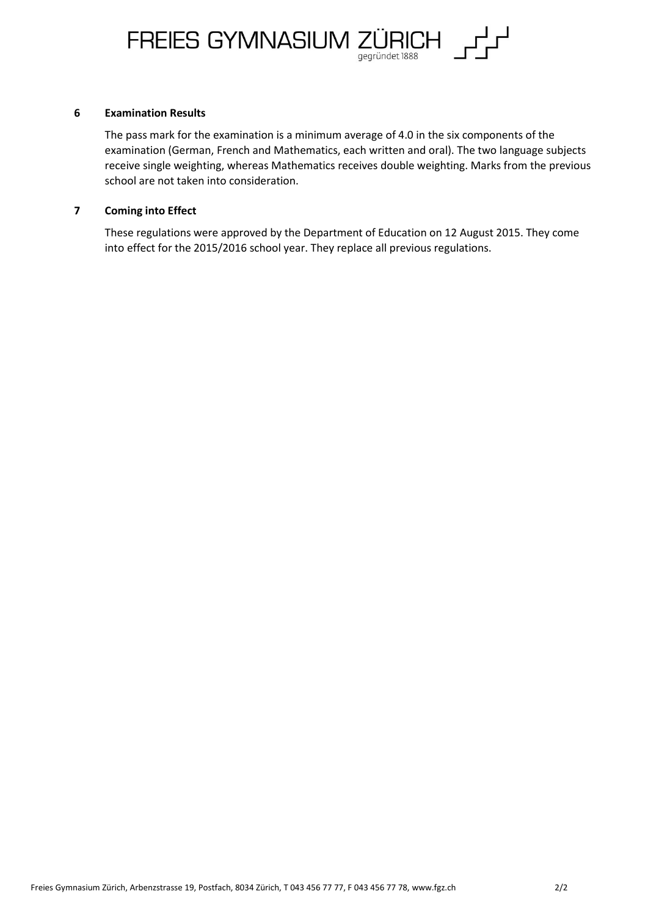## 6 Examination Results

The pass mark for the examination is a minimum average of 4.0 in the six components of the examination (German, French and Mathematics, each written and oral). The two language subjects receive single weighting, whereas Mathematics receives double weighting. Marks from the previous school are not taken into consideration.

## 7 Coming into Effect

These regulations were approved by the Department of Education on 12 August 2015. They come into effect for the 2015/2016 school year. They replace all previous regulations.